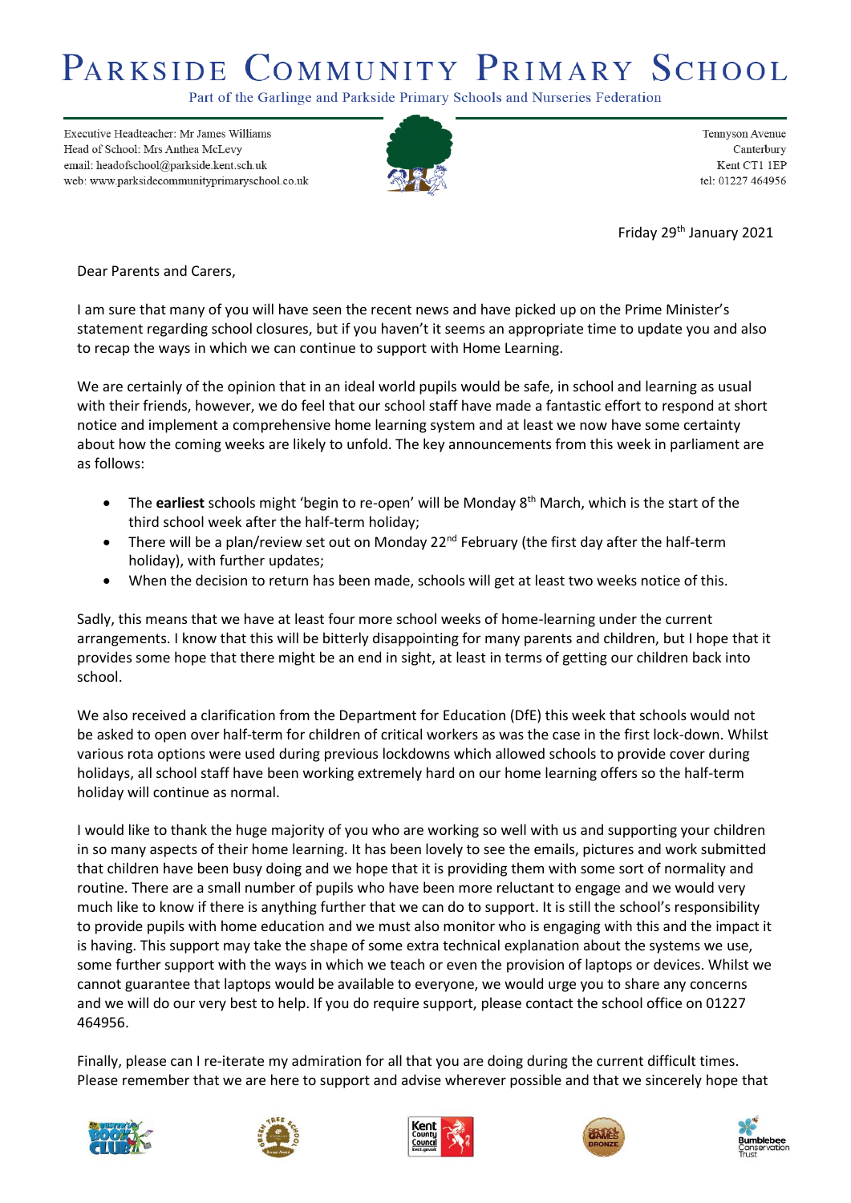# Parkside Community Primary School

Part of the Garlinge and Parkside Primary Schools and Nurseries Federation

Executive Headteacher: Mr James Williams
Head of School: Mrs Anthea McLevy
email: headofschool@parkside.kent.sch.uk
web: www.parksidecommunityprimaryschool.co.uk

Tennyson Avenue
Canterbury
Kent CT1 1EP
tel: 01227 464956

Friday 29th January 2021

Dear Parents and Carers,

I am sure that many of you will have seen the recent news and have picked up on the Prime Minister's statement regarding school closures, but if you haven't it seems an appropriate time to update you and also to recap the ways in which we can continue to support with Home Learning.

We are certainly of the opinion that in an ideal world pupils would be safe, in school and learning as usual with their friends, however, we do feel that our school staff have made a fantastic effort to respond at short notice and implement a comprehensive home learning system and at least we now have some certainty about how the coming weeks are likely to unfold. The key announcements from this week in parliament are as follows:

- The **earliest** schools might 'begin to re-open' will be Monday 8th March, which is the start of the third school week after the half-term holiday;
- There will be a plan/review set out on Monday 22nd February (the first day after the half-term holiday), with further updates;
- When the decision to return has been made, schools will get at least two weeks notice of this.

Sadly, this means that we have at least four more school weeks of home-learning under the current arrangements. I know that this will be bitterly disappointing for many parents and children, but I hope that it provides some hope that there might be an end in sight, at least in terms of getting our children back into school.

We also received a clarification from the Department for Education (DfE) this week that schools would not be asked to open over half-term for children of critical workers as was the case in the first lock-down. Whilst various rota options were used during previous lockdowns which allowed schools to provide cover during holidays, all school staff have been working extremely hard on our home learning offers so the half-term holiday will continue as normal.

I would like to thank the huge majority of you who are working so well with us and supporting your children in so many aspects of their home learning. It has been lovely to see the emails, pictures and work submitted that children have been busy doing and we hope that it is providing them with some sort of normality and routine. There are a small number of pupils who have been more reluctant to engage and we would very much like to know if there is anything further that we can do to support. It is still the school's responsibility to provide pupils with home education and we must also monitor who is engaging with this and the impact it is having. This support may take the shape of some extra technical explanation about the systems we use, some further support with the ways in which we teach or even the provision of laptops or devices. Whilst we cannot guarantee that laptops would be available to everyone, we would urge you to share any concerns and we will do our very best to help. If you do require support, please contact the school office on 01227 464956.

Finally, please can I re-iterate my admiration for all that you are doing during the current difficult times. Please remember that we are here to support and advise wherever possible and that we sincerely hope that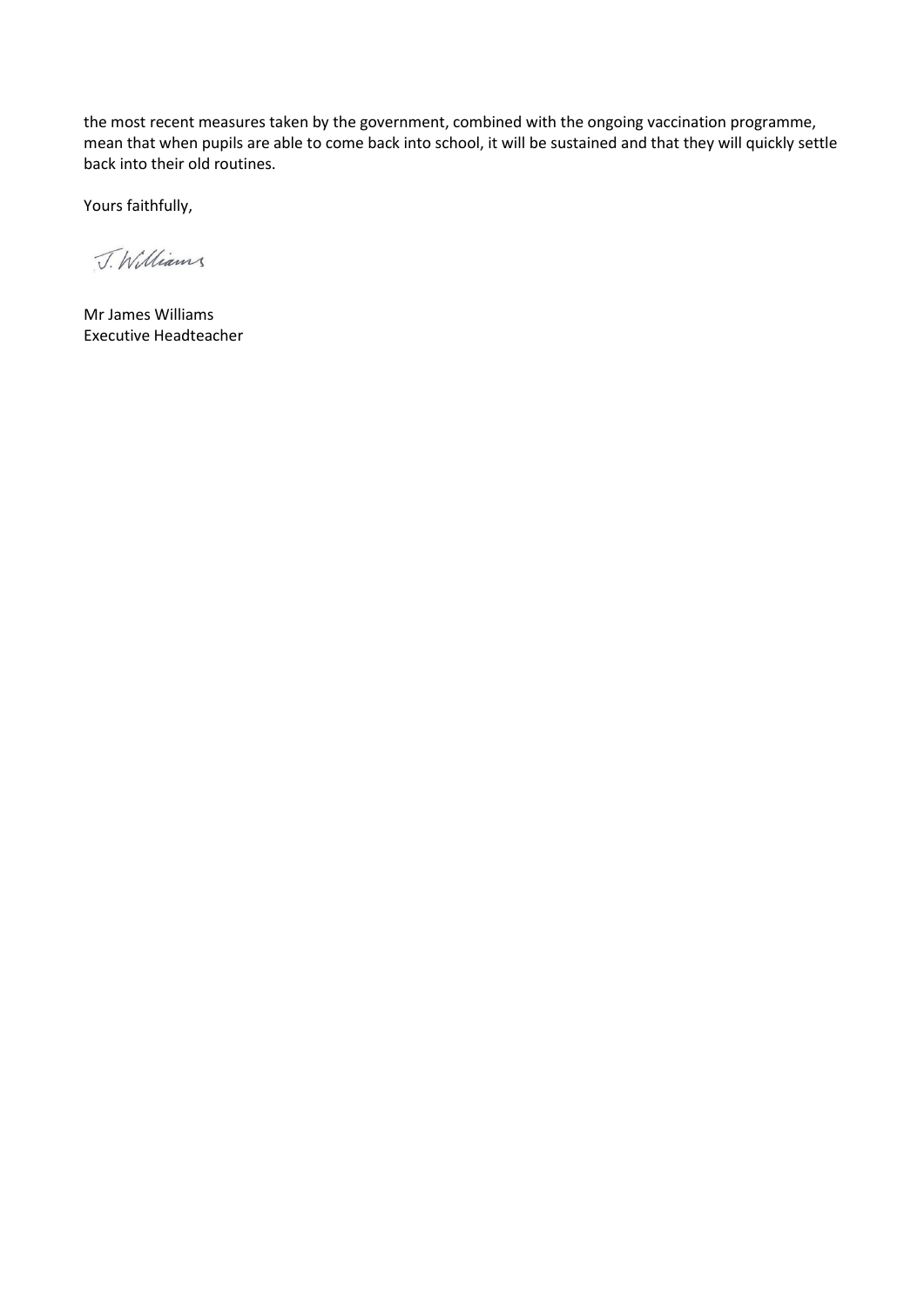the most recent measures taken by the government, combined with the ongoing vaccination programme, mean that when pupils are able to come back into school, it will be sustained and that they will quickly settle back into their old routines.

Yours faithfully,

J. Williams

Mr James Williams
Executive Headteacher